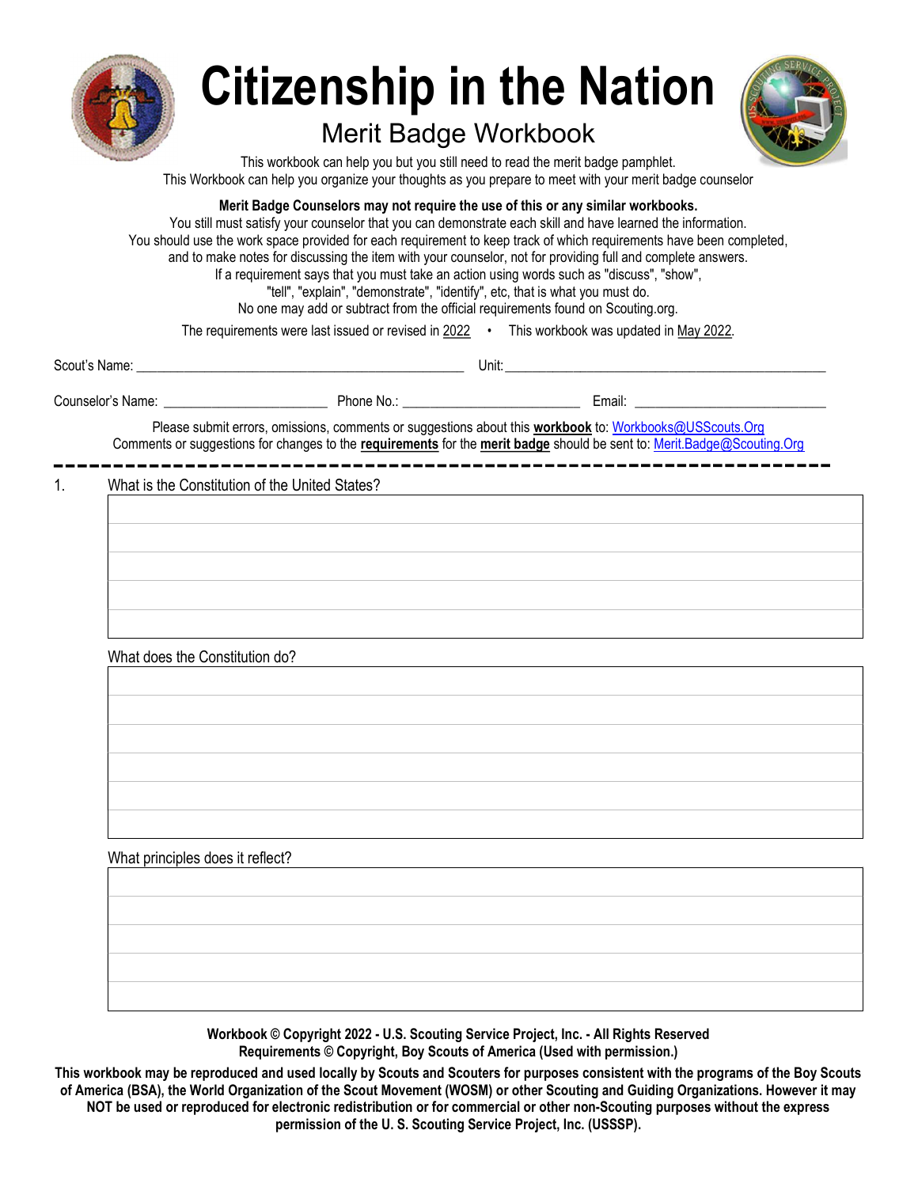# Citizenship in the Nation

## Merit Badge Workbook

This workbook can help you but you still need to read the merit badge pamphlet.
This Workbook can help you organize your thoughts as you prepare to meet with your merit badge counselor

**Merit Badge Counselors may not require the use of this or any similar workbooks.**
You still must satisfy your counselor that you can demonstrate each skill and have learned the information.
You should use the work space provided for each requirement to keep track of which requirements have been completed, and to make notes for discussing the item with your counselor, not for providing full and complete answers.
If a requirement says that you must take an action using words such as "discuss", "show", "tell", "explain", "demonstrate", "identify", etc, that is what you must do.
No one may add or subtract from the official requirements found on Scouting.org.

The requirements were last issued or revised in 2022 • This workbook was updated in May 2022.

Scout's Name: ________________________________________________ Unit: ________________________________________________

Counselor's Name: _______________________ Phone No.: _________________________ Email: ___________________________

Please submit errors, omissions, comments or suggestions about this **workbook** to: Workbooks@USScouts.Org
Comments or suggestions for changes to the **requirements** for the **merit badge** should be sent to: Merit.Badge@Scouting.Org

---

1. What is the Constitution of the United States?

What does the Constitution do?

What principles does it reflect?

**Workbook © Copyright 2022 - U.S. Scouting Service Project, Inc. - All Rights Reserved**
**Requirements © Copyright, Boy Scouts of America (Used with permission.)**

**This workbook may be reproduced and used locally by Scouts and Scouters for purposes consistent with the programs of the Boy Scouts of America (BSA), the World Organization of the Scout Movement (WOSM) or other Scouting and Guiding Organizations. However it may NOT be used or reproduced for electronic redistribution or for commercial or other non-Scouting purposes without the express permission of the U. S. Scouting Service Project, Inc. (USSSP).**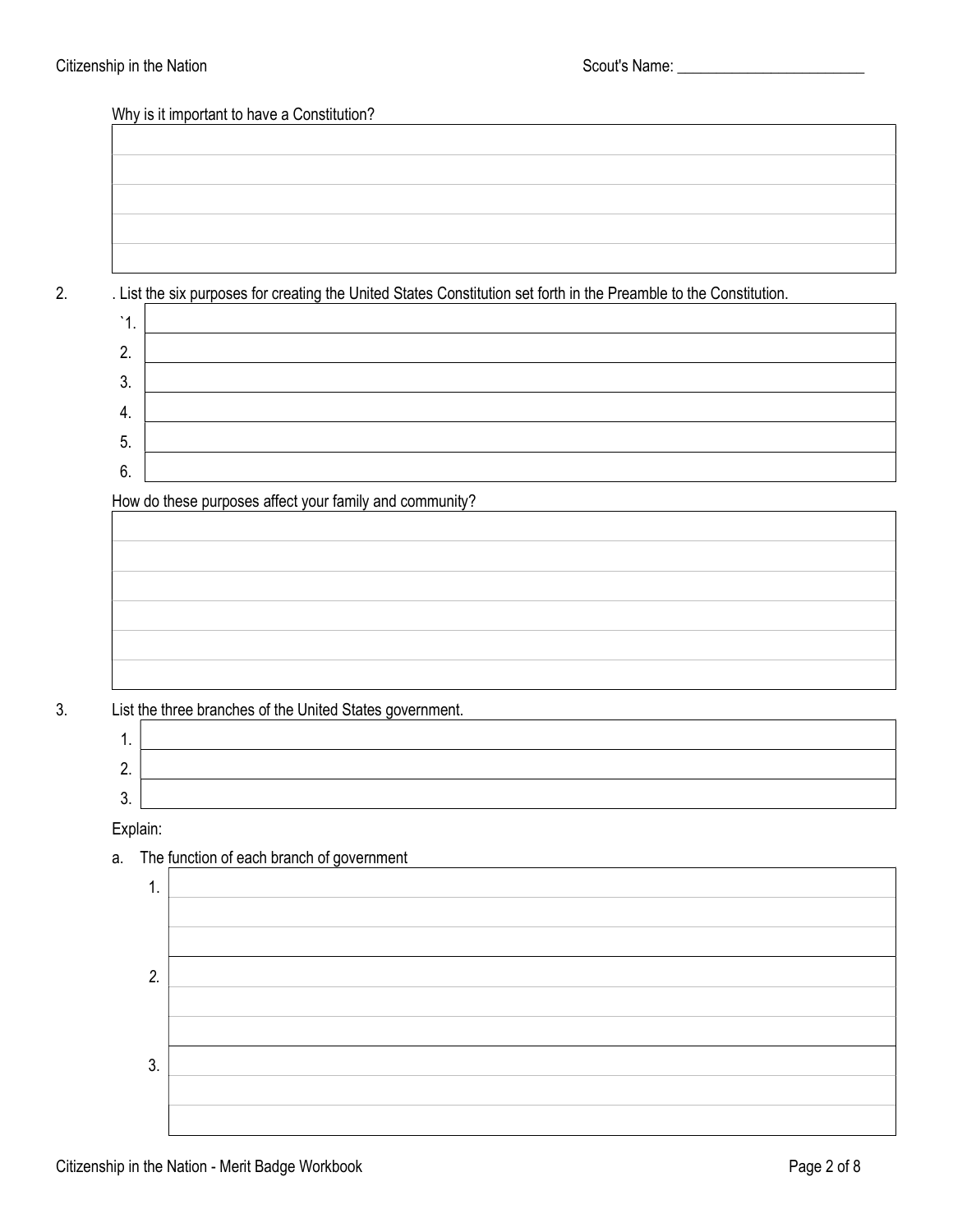Scout's Name: ________________________

Why is it important to have a Constitution?

| |
|---|
| |
| |
| |
| |
| |

2. . List the six purposes for creating the United States Constitution set forth in the Preamble to the Constitution.

| | |
|---|---|
| `1. | |
| 2. | |
| 3. | |
| 4. | |
| 5. | |
| 6. | |

How do these purposes affect your family and community?

| |
|---|
| |
| |
| |
| |
| |
| |

3. List the three branches of the United States government.

| | |
|---|---|
| 1. | |
| 2. | |
| 3. | |

Explain:

a. The function of each branch of government

| | |
|---|---|
| 1. | |
| | |
| | |
| 2. | |
| | |
| | |
| 3. | |
| | |
| | |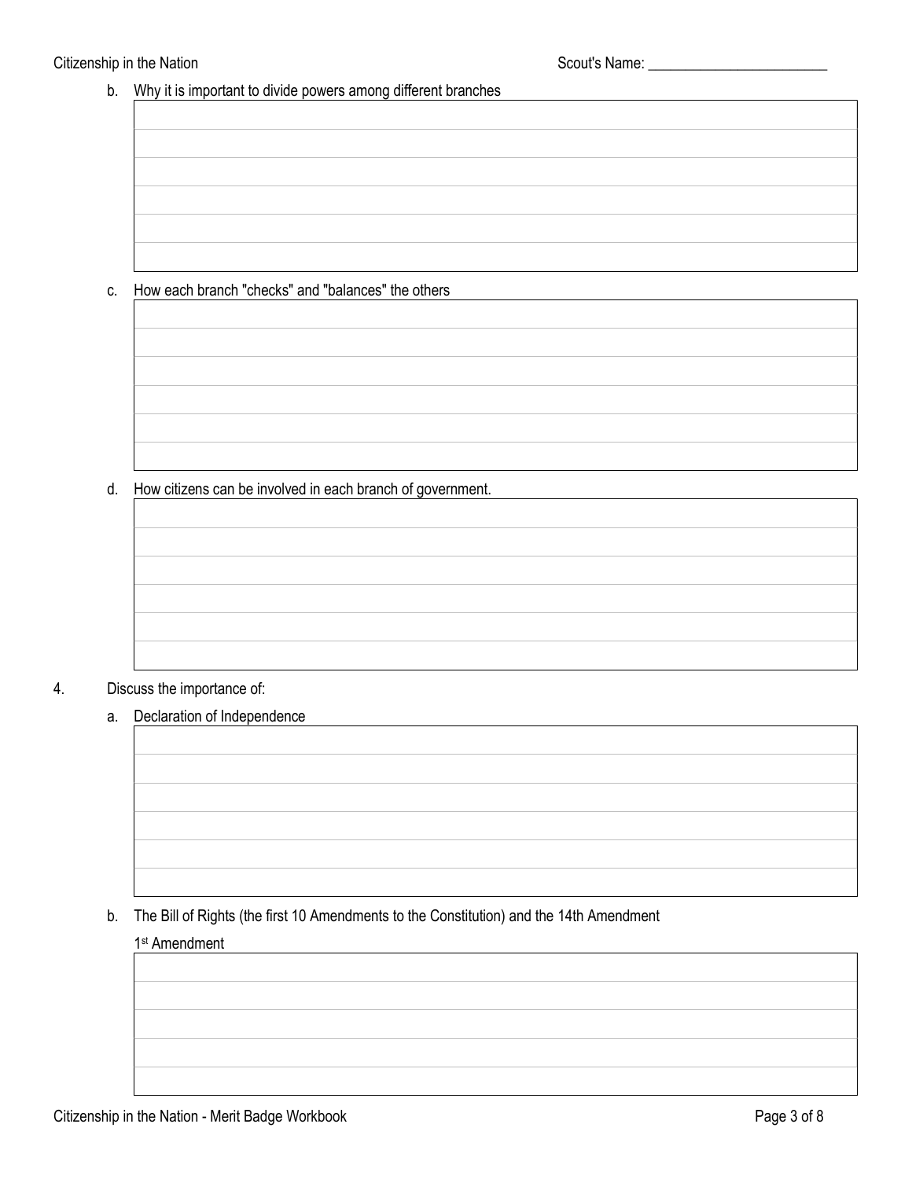b. Why it is important to divide powers among different branches

c. How each branch "checks" and "balances" the others

d. How citizens can be involved in each branch of government.

4. Discuss the importance of:

a. Declaration of Independence

b. The Bill of Rights (the first 10 Amendments to the Constitution) and the 14th Amendment

1st Amendment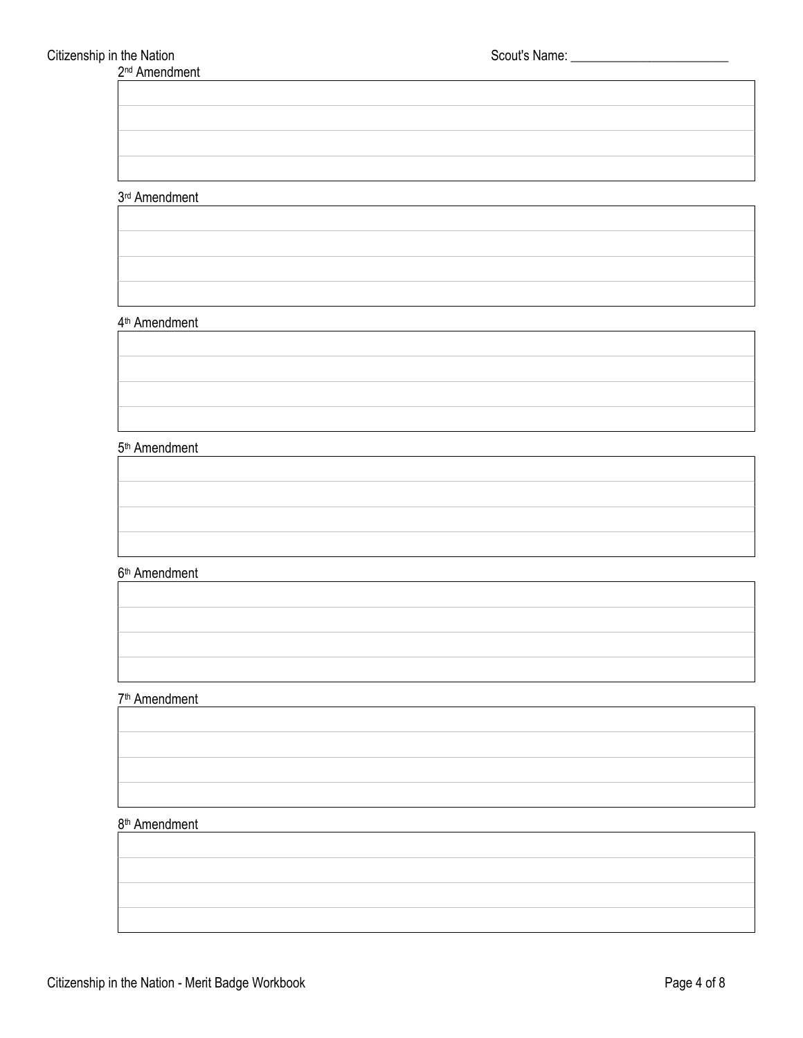2nd Amendment

|  |
|---|
|  |
|  |
|  |

3rd Amendment

|  |
|---|
|  |
|  |
|  |

4th Amendment

|  |
|---|
|  |
|  |
|  |

5th Amendment

|  |
|---|
|  |
|  |
|  |

6th Amendment

|  |
|---|
|  |
|  |
|  |

7th Amendment

|  |
|---|
|  |
|  |
|  |

8th Amendment

|  |
|---|
|  |
|  |
|  |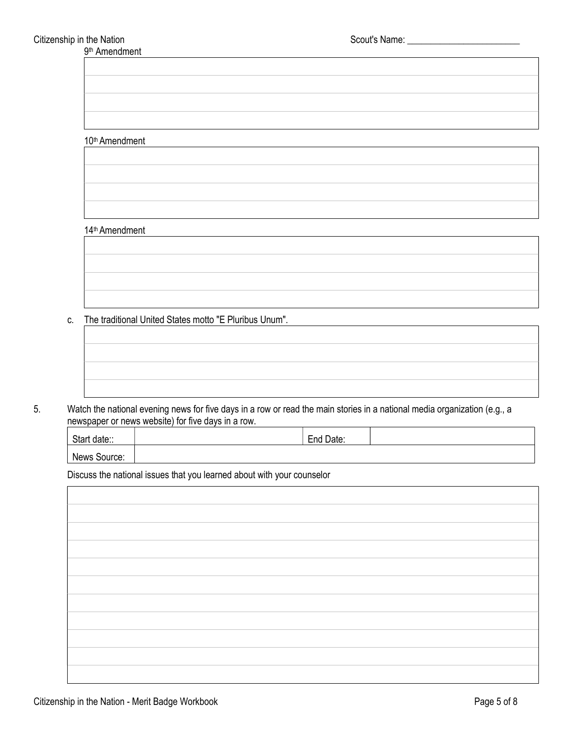9th Amendment

10th Amendment

14th Amendment

c. The traditional United States motto "E Pluribus Unum".

5. Watch the national evening news for five days in a row or read the main stories in a national media organization (e.g., a newspaper or news website) for five days in a row.

| Start date:: | | End Date: | |
|---|---|---|---|
| News Source: | | | |

Discuss the national issues that you learned about with your counselor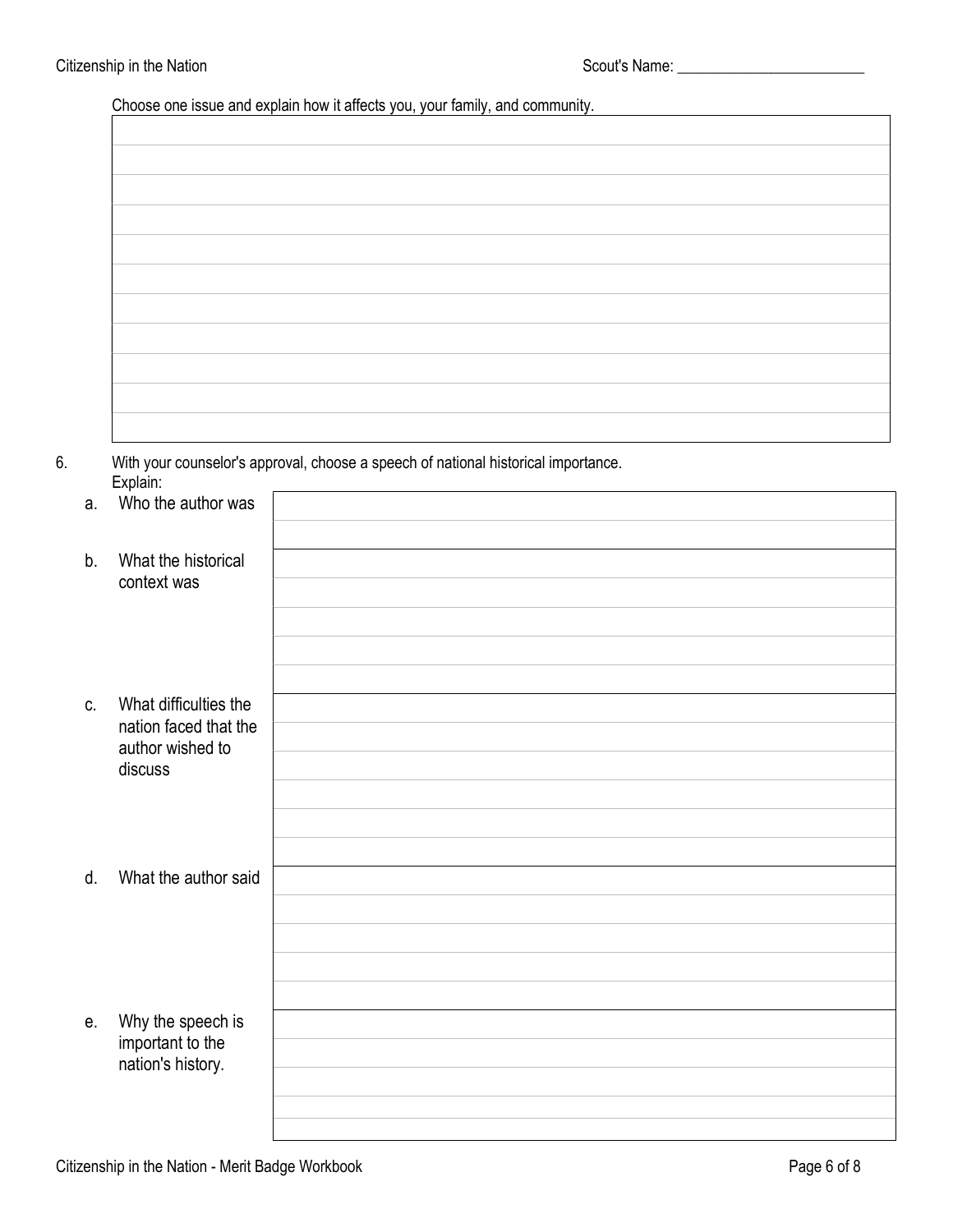Choose one issue and explain how it affects you, your family, and community.

| |
|---|
| |
| |
| |
| |
| |
| |
| |
| |
| |
| |

6. With your counselor's approval, choose a speech of national historical importance.
   Explain:

| | |
|---|---|
| a. Who the author was | |
| b. What the historical context was | |
| c. What difficulties the nation faced that the author wished to discuss | |
| d. What the author said | |
| e. Why the speech is important to the nation's history. | |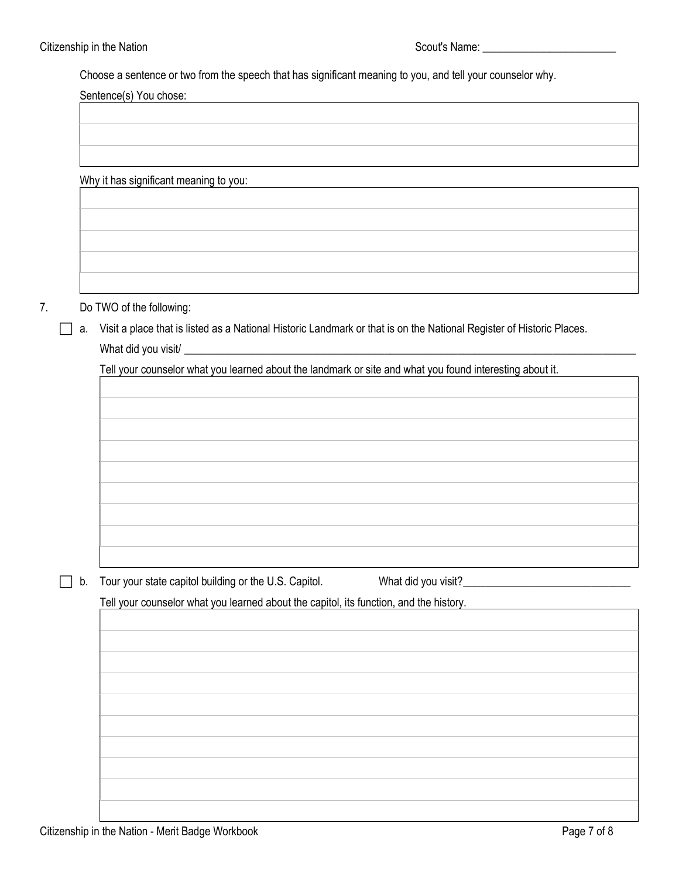Scout's Name: ________________________

Choose a sentence or two from the speech that has significant meaning to you, and tell your counselor why.

Sentence(s) You chose:

| |
|---|
| |
| |
| |

Why it has significant meaning to you:

| |
|---|
| |
| |
| |
| |
| |

7. Do TWO of the following:

☐ a. Visit a place that is listed as a National Historic Landmark or that is on the National Register of Historic Places.

What did you visit/ ________________________________________________________________________________

Tell your counselor what you learned about the landmark or site and what you found interesting about it.

| |
|---|
| |
| |
| |
| |
| |
| |
| |
| |
| |

☐ b. Tour your state capitol building or the U.S. Capitol. What did you visit?______________________________

Tell your counselor what you learned about the capitol, its function, and the history.

| |
|---|
| |
| |
| |
| |
| |
| |
| |
| |
| |
| |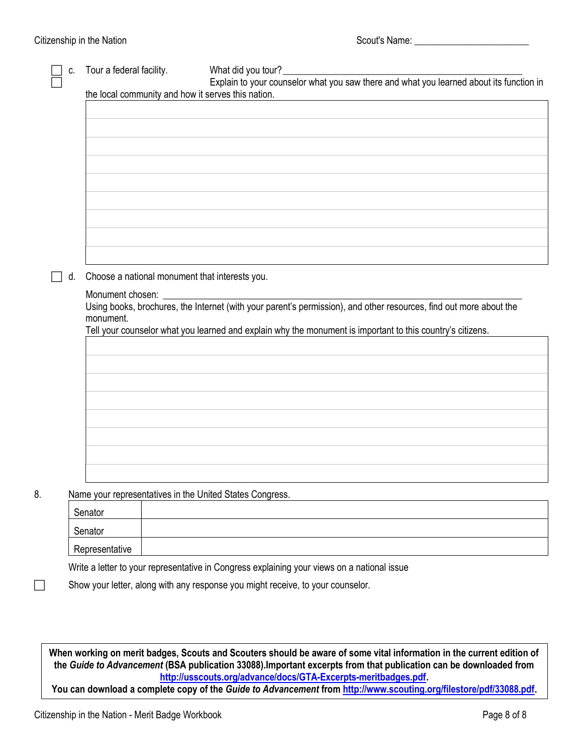☐ c. Tour a federal facility. What did you tour? ___________________________________________

☐ Explain to your counselor what you saw there and what you learned about its function in the local community and how it serves this nation.

| |
|---|
| |
| |
| |
| |
| |
| |
| |
| |
| |

☐ d. Choose a national monument that interests you.

Monument chosen: ___________________________________________

Using books, brochures, the Internet (with your parent's permission), and other resources, find out more about the monument.

Tell your counselor what you learned and explain why the monument is important to this country's citizens.

| |
|---|
| |
| |
| |
| |
| |
| |
| |
| |

8. Name your representatives in the United States Congress.

| | |
|---|---|
| Senator | |
| Senator | |
| Representative | |

Write a letter to your representative in Congress explaining your views on a national issue

☐ Show your letter, along with any response you might receive, to your counselor.

**When working on merit badges, Scouts and Scouters should be aware of some vital information in the current edition of the *Guide to Advancement* (BSA publication 33088).Important excerpts from that publication can be downloaded from http://usscouts.org/advance/docs/GTA-Excerpts-meritbadges.pdf.**
**You can download a complete copy of the *Guide to Advancement* from http://www.scouting.org/filestore/pdf/33088.pdf.**